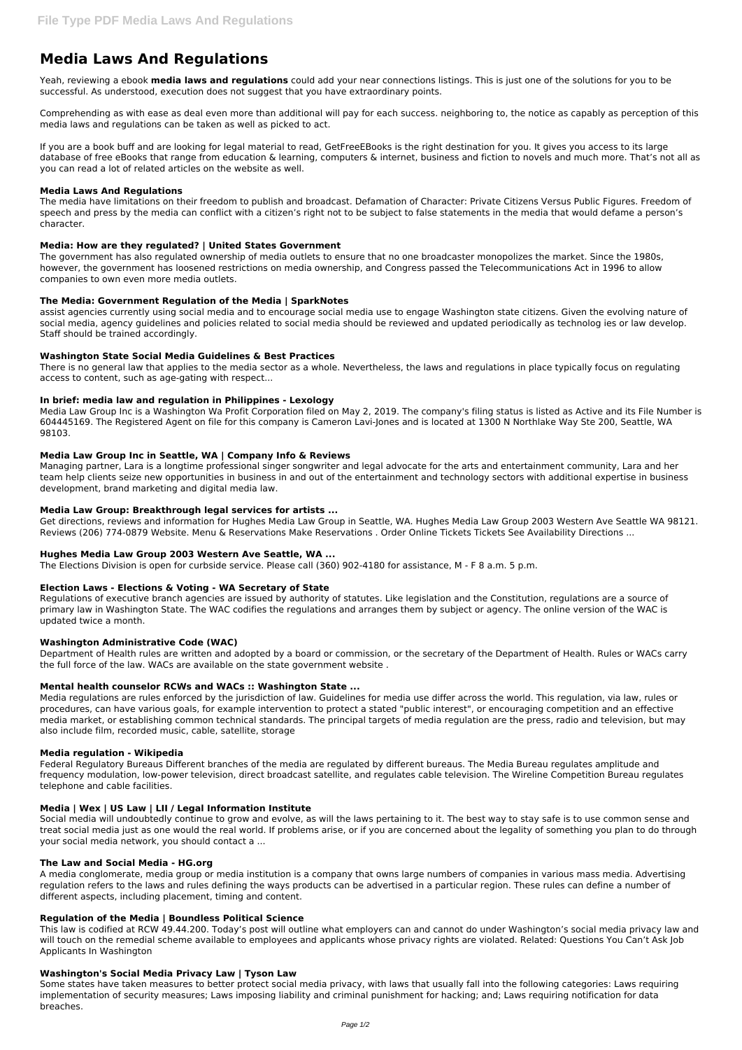# Media Laws And Regulations

Yeah, reviewing a ebook **media laws and regulations** could add your near connections listings. This is just one of the solutions for you to be successful. As understood, execution does not suggest that you have extraordinary points.

Comprehending as with ease as deal even more than additional will pay for each success. neighboring to, the notice as capably as perception of this media laws and regulations can be taken as well as picked to act.

If you are a book buff and are looking for legal material to read, GetFreeEBooks is the right destination for you. It gives you access to its large database of free eBooks that range from education & learning, computers & internet, business and fiction to novels and much more. That's not all as you can read a lot of related articles on the website as well.

### Media Laws And Regulations

The media have limitations on their freedom to publish and broadcast. Defamation of Character: Private Citizens Versus Public Figures. Freedom of speech and press by the media can conflict with a citizen's right not to be subject to false statements in the media that would defame a person's character.

### Media: How are they regulated? | United States Government

The government has also regulated ownership of media outlets to ensure that no one broadcaster monopolizes the market. Since the 1980s, however, the government has loosened restrictions on media ownership, and Congress passed the Telecommunications Act in 1996 to allow companies to own even more media outlets.

### The Media: Government Regulation of the Media | SparkNotes

assist agencies currently using social media and to encourage social media use to engage Washington state citizens. Given the evolving nature of social media, agency guidelines and policies related to social media should be reviewed and updated periodically as technolog ies or law develop. Staff should be trained accordingly.

### Washington State Social Media Guidelines & Best Practices

There is no general law that applies to the media sector as a whole. Nevertheless, the laws and regulations in place typically focus on regulating access to content, such as age-gating with respect...

### In brief: media law and regulation in Philippines - Lexology

Media Law Group Inc is a Washington Wa Profit Corporation filed on May 2, 2019. The company's filing status is listed as Active and its File Number is 604445169. The Registered Agent on file for this company is Cameron Lavi-Jones and is located at 1300 N Northlake Way Ste 200, Seattle, WA 98103.

### Media Law Group Inc in Seattle, WA | Company Info & Reviews

Managing partner, Lara is a longtime professional singer songwriter and legal advocate for the arts and entertainment community, Lara and her team help clients seize new opportunities in business in and out of the entertainment and technology sectors with additional expertise in business development, brand marketing and digital media law.

### Media Law Group: Breakthrough legal services for artists ...

Get directions, reviews and information for Hughes Media Law Group in Seattle, WA. Hughes Media Law Group 2003 Western Ave Seattle WA 98121. Reviews (206) 774-0879 Website. Menu & Reservations Make Reservations . Order Online Tickets Tickets See Availability Directions ...

### Hughes Media Law Group 2003 Western Ave Seattle, WA ...

The Elections Division is open for curbside service. Please call (360) 902-4180 for assistance, M - F 8 a.m. 5 p.m.

### Election Laws - Elections & Voting - WA Secretary of State

Regulations of executive branch agencies are issued by authority of statutes. Like legislation and the Constitution, regulations are a source of primary law in Washington State. The WAC codifies the regulations and arranges them by subject or agency. The online version of the WAC is updated twice a month.

### Washington Administrative Code (WAC)

Department of Health rules are written and adopted by a board or commission, or the secretary of the Department of Health. Rules or WACs carry the full force of the law. WACs are available on the state government website .

### Mental health counselor RCWs and WACs :: Washington State ...

Media regulations are rules enforced by the jurisdiction of law. Guidelines for media use differ across the world. This regulation, via law, rules or procedures, can have various goals, for example intervention to protect a stated "public interest", or encouraging competition and an effective media market, or establishing common technical standards. The principal targets of media regulation are the press, radio and television, but may also include film, recorded music, cable, satellite, storage

### Media regulation - Wikipedia

Federal Regulatory Bureaus Different branches of the media are regulated by different bureaus. The Media Bureau regulates amplitude and frequency modulation, low-power television, direct broadcast satellite, and regulates cable television. The Wireline Competition Bureau regulates telephone and cable facilities.

### Media | Wex | US Law | LII / Legal Information Institute

Social media will undoubtedly continue to grow and evolve, as will the laws pertaining to it. The best way to stay safe is to use common sense and treat social media just as one would the real world. If problems arise, or if you are concerned about the legality of something you plan to do through your social media network, you should contact a ...

### The Law and Social Media - HG.org

A media conglomerate, media group or media institution is a company that owns large numbers of companies in various mass media. Advertising regulation refers to the laws and rules defining the ways products can be advertised in a particular region. These rules can define a number of different aspects, including placement, timing and content.

### Regulation of the Media | Boundless Political Science

This law is codified at RCW 49.44.200. Today's post will outline what employers can and cannot do under Washington's social media privacy law and will touch on the remedial scheme available to employees and applicants whose privacy rights are violated. Related: Questions You Can't Ask Job Applicants In Washington

### Washington's Social Media Privacy Law | Tyson Law

Some states have taken measures to better protect social media privacy, with laws that usually fall into the following categories: Laws requiring implementation of security measures; Laws imposing liability and criminal punishment for hacking; and; Laws requiring notification for data breaches.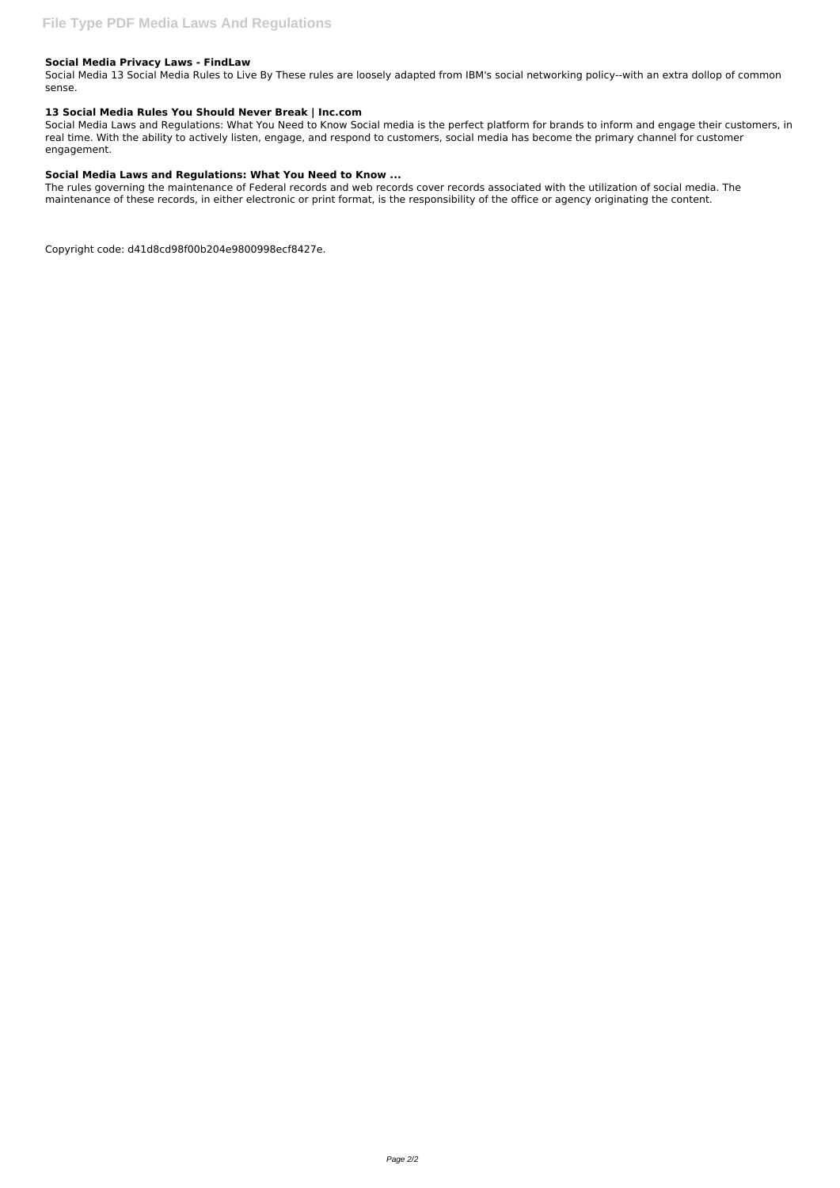### Social Media Privacy Laws - FindLaw

Social Media 13 Social Media Rules to Live By These rules are loosely adapted from IBM's social networking policy--with an extra dollop of common sense.

### 13 Social Media Rules You Should Never Break | Inc.com

Social Media Laws and Regulations: What You Need to Know Social media is the perfect platform for brands to inform and engage their customers, in real time. With the ability to actively listen, engage, and respond to customers, social media has become the primary channel for customer engagement.

### Social Media Laws and Regulations: What You Need to Know ...

The rules governing the maintenance of Federal records and web records cover records associated with the utilization of social media. The maintenance of these records, in either electronic or print format, is the responsibility of the office or agency originating the content.

Copyright code: d41d8cd98f00b204e9800998ecf8427e.